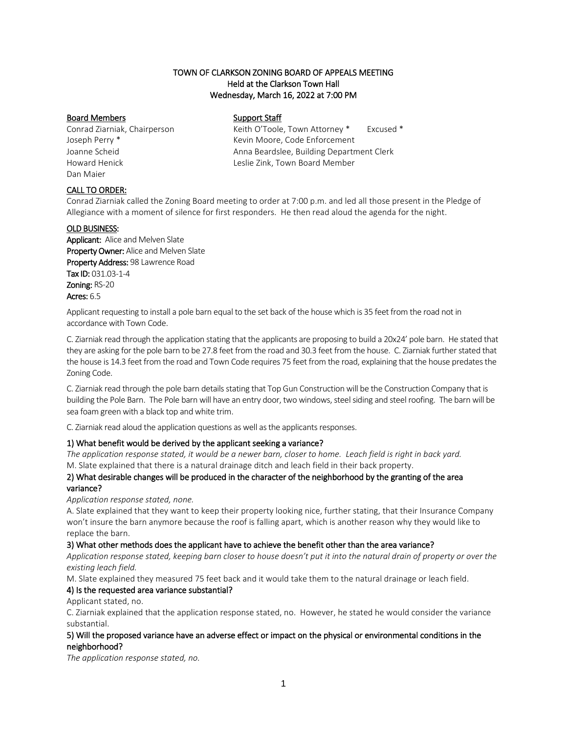# TOWN OF CLARKSON ZONING BOARD OF APPEALS MEETING
## Held at the Clarkson Town Hall
## Wednesday, March 16, 2022 at 7:00 PM

**Board Members**

Conrad Ziarniak, Chairperson
Joseph Perry *
Joanne Scheid
Howard Henick
Dan Maier

**Support Staff**

Keith O'Toole, Town Attorney * Excused *
Kevin Moore, Code Enforcement
Anna Beardslee, Building Department Clerk
Leslie Zink, Town Board Member

**CALL TO ORDER:**

Conrad Ziarniak called the Zoning Board meeting to order at 7:00 p.m. and led all those present in the Pledge of Allegiance with a moment of silence for first responders. He then read aloud the agenda for the night.

**OLD BUSINESS:**

**Applicant:** Alice and Melven Slate
**Property Owner:** Alice and Melven Slate
**Property Address:** 98 Lawrence Road
**Tax ID:** 031.03-1-4
**Zoning:** RS-20
**Acres:** 6.5

Applicant requesting to install a pole barn equal to the set back of the house which is 35 feet from the road not in accordance with Town Code.

C. Ziarniak read through the application stating that the applicants are proposing to build a 20x24' pole barn. He stated that they are asking for the pole barn to be 27.8 feet from the road and 30.3 feet from the house. C. Ziarniak further stated that the house is 14.3 feet from the road and Town Code requires 75 feet from the road, explaining that the house predates the Zoning Code.

C. Ziarniak read through the pole barn details stating that Top Gun Construction will be the Construction Company that is building the Pole Barn. The Pole barn will have an entry door, two windows, steel siding and steel roofing. The barn will be sea foam green with a black top and white trim.

C. Ziarniak read aloud the application questions as well as the applicants responses.

**1) What benefit would be derived by the applicant seeking a variance?**

*The application response stated, it would be a newer barn, closer to home. Leach field is right in back yard.*
M. Slate explained that there is a natural drainage ditch and leach field in their back property.

**2) What desirable changes will be produced in the character of the neighborhood by the granting of the area variance?**

*Application response stated, none.*
A. Slate explained that they want to keep their property looking nice, further stating, that their Insurance Company won't insure the barn anymore because the roof is falling apart, which is another reason why they would like to replace the barn.

**3) What other methods does the applicant have to achieve the benefit other than the area variance?**

*Application response stated, keeping barn closer to house doesn't put it into the natural drain of property or over the existing leach field.*
M. Slate explained they measured 75 feet back and it would take them to the natural drainage or leach field.

**4) Is the requested area variance substantial?**

Applicant stated, no.
C. Ziarniak explained that the application response stated, no. However, he stated he would consider the variance substantial.

**5) Will the proposed variance have an adverse effect or impact on the physical or environmental conditions in the neighborhood?**

*The application response stated, no.*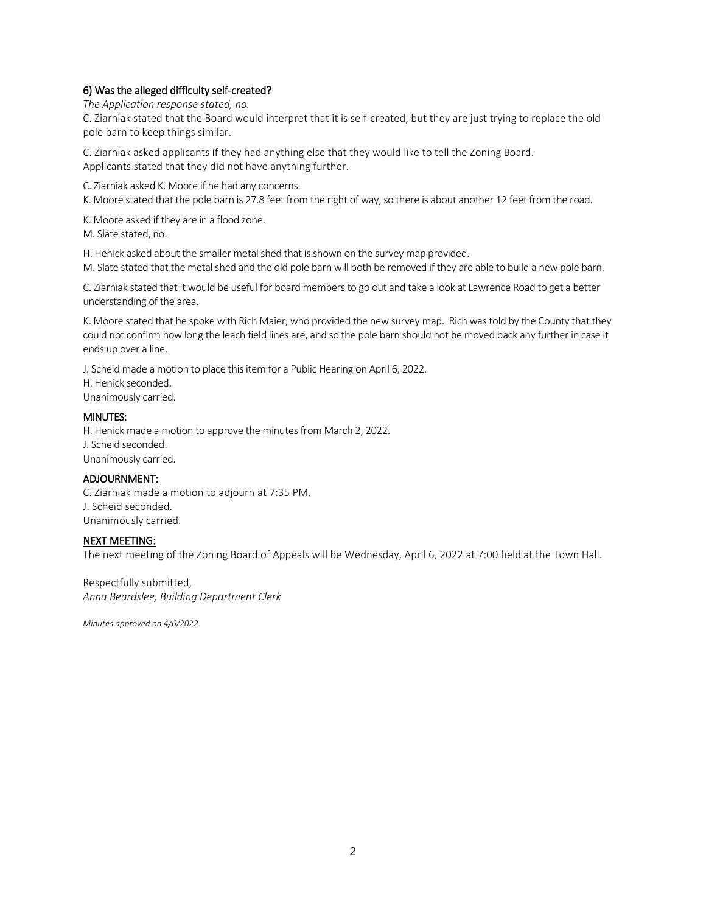### 6) Was the alleged difficulty self-created?

*The Application response stated, no.*

C. Ziarniak stated that the Board would interpret that it is self-created, but they are just trying to replace the old pole barn to keep things similar.

C. Ziarniak asked applicants if they had anything else that they would like to tell the Zoning Board.
Applicants stated that they did not have anything further.

C. Ziarniak asked K. Moore if he had any concerns.
K. Moore stated that the pole barn is 27.8 feet from the right of way, so there is about another 12 feet from the road.

K. Moore asked if they are in a flood zone.
M. Slate stated, no.

H. Henick asked about the smaller metal shed that is shown on the survey map provided.
M. Slate stated that the metal shed and the old pole barn will both be removed if they are able to build a new pole barn.

C. Ziarniak stated that it would be useful for board members to go out and take a look at Lawrence Road to get a better understanding of the area.

K. Moore stated that he spoke with Rich Maier, who provided the new survey map. Rich was told by the County that they could not confirm how long the leach field lines are, and so the pole barn should not be moved back any further in case it ends up over a line.

J. Scheid made a motion to place this item for a Public Hearing on April 6, 2022.
H. Henick seconded.
Unanimously carried.

## MINUTES:

H. Henick made a motion to approve the minutes from March 2, 2022.
J. Scheid seconded.
Unanimously carried.

## ADJOURNMENT:

C. Ziarniak made a motion to adjourn at 7:35 PM.
J. Scheid seconded.
Unanimously carried.

## NEXT MEETING:

The next meeting of the Zoning Board of Appeals will be Wednesday, April 6, 2022 at 7:00 held at the Town Hall.

Respectfully submitted,
*Anna Beardslee, Building Department Clerk*

*Minutes approved on 4/6/2022*